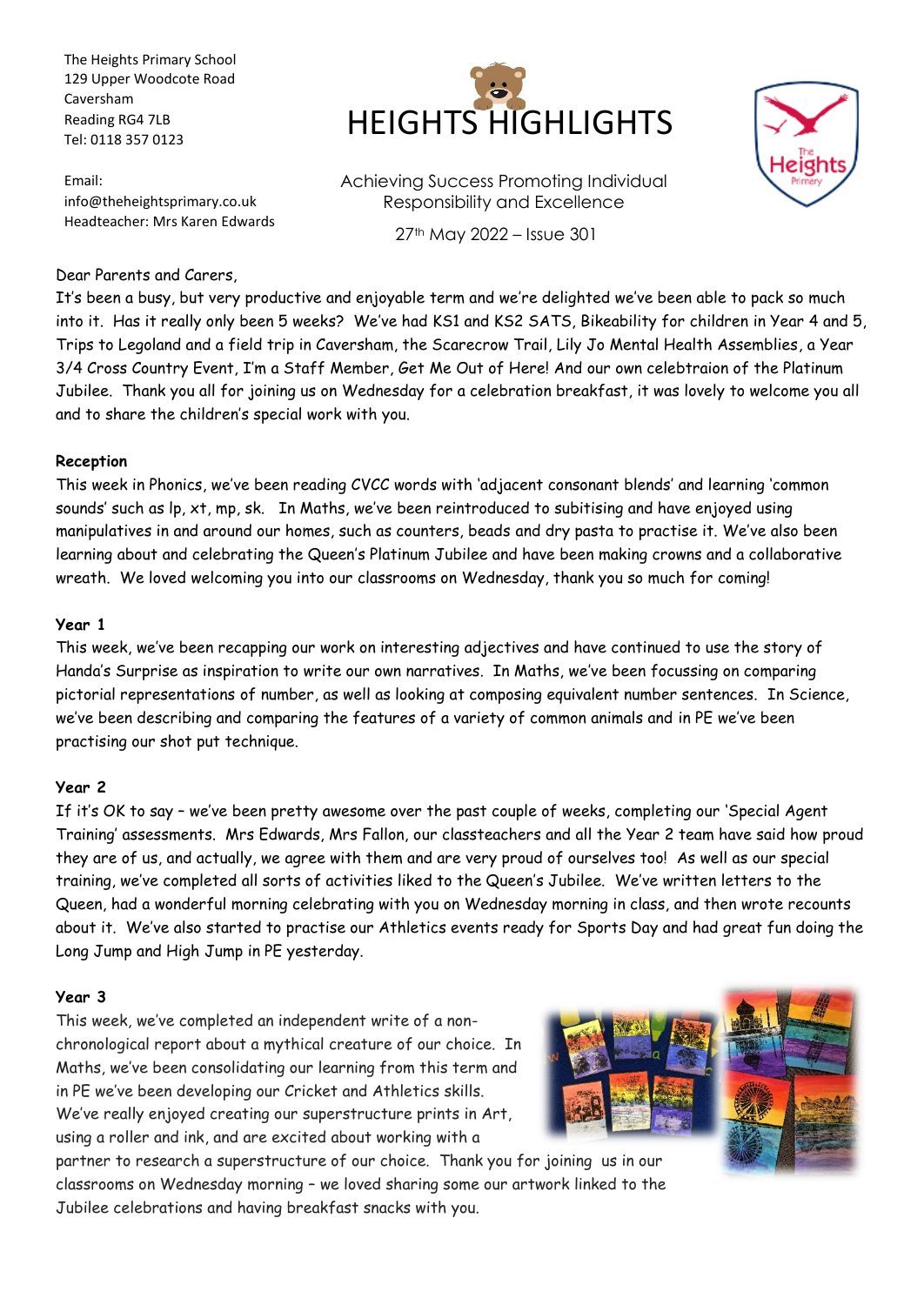The Heights Primary School
129 Upper Woodcote Road
Caversham
Reading RG4 7LB
Tel: 0118 357 0123

Email:
info@theheightsprimary.co.uk
Headteacher: Mrs Karen Edwards

# HEIGHTS HIGHLIGHTS

Achieving Success Promoting Individual Responsibility and Excellence

27th May 2022 – Issue 301

Dear Parents and Carers,

It's been a busy, but very productive and enjoyable term and we're delighted we've been able to pack so much into it. Has it really only been 5 weeks? We've had KS1 and KS2 SATS, Bikeability for children in Year 4 and 5, Trips to Legoland and a field trip in Caversham, the Scarecrow Trail, Lily Jo Mental Health Assemblies, a Year 3/4 Cross Country Event, I'm a Staff Member, Get Me Out of Here! And our own celebtraion of the Platinum Jubilee. Thank you all for joining us on Wednesday for a celebration breakfast, it was lovely to welcome you all and to share the children's special work with you.

**Reception**

This week in Phonics, we've been reading CVCC words with 'adjacent consonant blends' and learning 'common sounds' such as lp, xt, mp, sk. In Maths, we've been reintroduced to subitising and have enjoyed using manipulatives in and around our homes, such as counters, beads and dry pasta to practise it. We've also been learning about and celebrating the Queen's Platinum Jubilee and have been making crowns and a collaborative wreath. We loved welcoming you into our classrooms on Wednesday, thank you so much for coming!

**Year 1**

This week, we've been recapping our work on interesting adjectives and have continued to use the story of Handa's Surprise as inspiration to write our own narratives. In Maths, we've been focussing on comparing pictorial representations of number, as well as looking at composing equivalent number sentences. In Science, we've been describing and comparing the features of a variety of common animals and in PE we've been practising our shot put technique.

**Year 2**

If it's OK to say – we've been pretty awesome over the past couple of weeks, completing our 'Special Agent Training' assessments. Mrs Edwards, Mrs Fallon, our classteachers and all the Year 2 team have said how proud they are of us, and actually, we agree with them and are very proud of ourselves too! As well as our special training, we've completed all sorts of activities liked to the Queen's Jubilee. We've written letters to the Queen, had a wonderful morning celebrating with you on Wednesday morning in class, and then wrote recounts about it. We've also started to practise our Athletics events ready for Sports Day and had great fun doing the Long Jump and High Jump in PE yesterday.

**Year 3**

This week, we've completed an independent write of a non-chronological report about a mythical creature of our choice. In Maths, we've been consolidating our learning from this term and in PE we've been developing our Cricket and Athletics skills. We've really enjoyed creating our superstructure prints in Art, using a roller and ink, and are excited about working with a partner to research a superstructure of our choice. Thank you for joining us in our classrooms on Wednesday morning – we loved sharing some our artwork linked to the Jubilee celebrations and having breakfast snacks with you.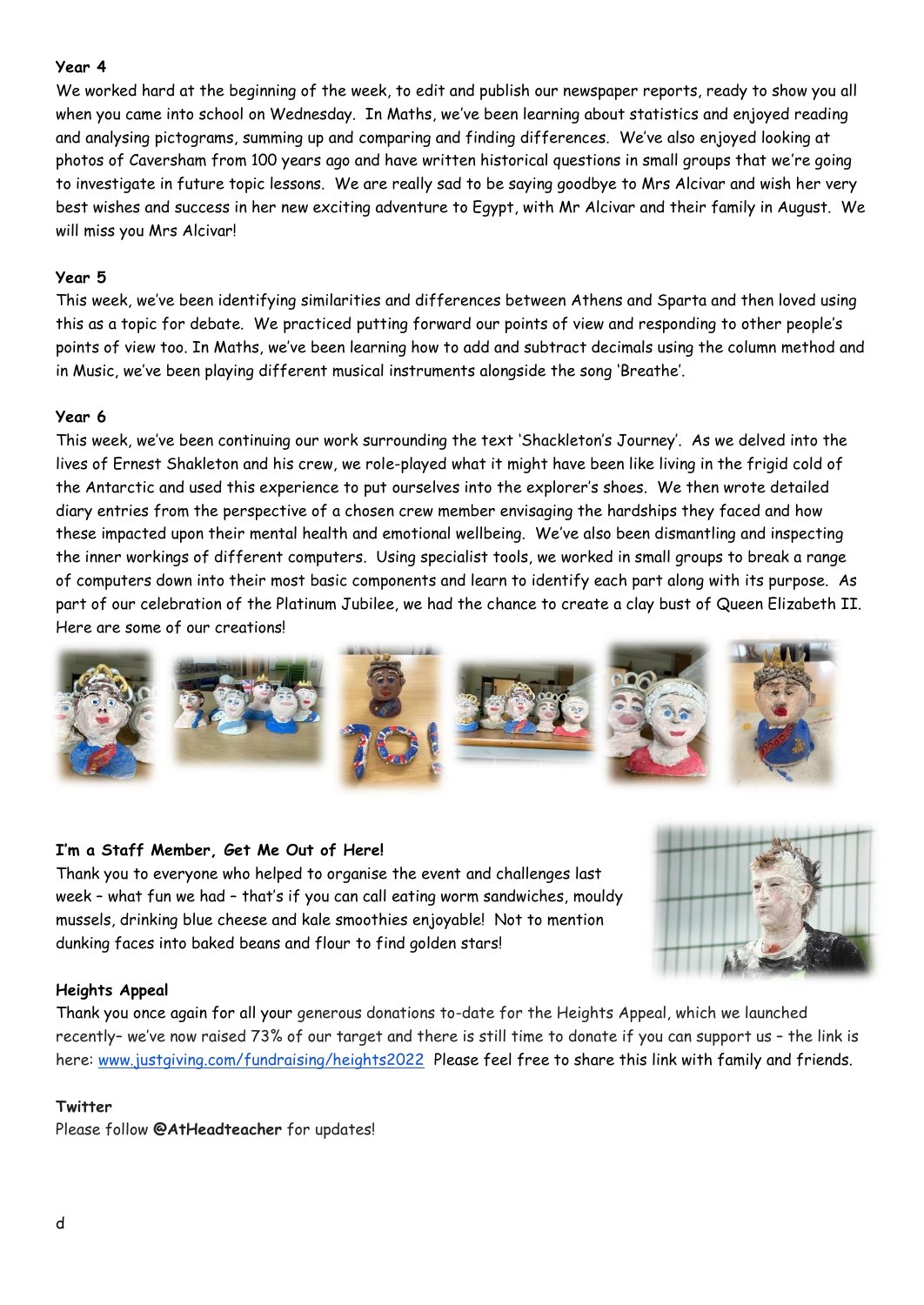**Year 4**

We worked hard at the beginning of the week, to edit and publish our newspaper reports, ready to show you all when you came into school on Wednesday. In Maths, we've been learning about statistics and enjoyed reading and analysing pictograms, summing up and comparing and finding differences. We've also enjoyed looking at photos of Caversham from 100 years ago and have written historical questions in small groups that we're going to investigate in future topic lessons. We are really sad to be saying goodbye to Mrs Alcivar and wish her very best wishes and success in her new exciting adventure to Egypt, with Mr Alcivar and their family in August. We will miss you Mrs Alcivar!

**Year 5**

This week, we've been identifying similarities and differences between Athens and Sparta and then loved using this as a topic for debate. We practiced putting forward our points of view and responding to other people's points of view too. In Maths, we've been learning how to add and subtract decimals using the column method and in Music, we've been playing different musical instruments alongside the song 'Breathe'.

**Year 6**

This week, we've been continuing our work surrounding the text 'Shackleton's Journey'. As we delved into the lives of Ernest Shakleton and his crew, we role-played what it might have been like living in the frigid cold of the Antarctic and used this experience to put ourselves into the explorer's shoes. We then wrote detailed diary entries from the perspective of a chosen crew member envisaging the hardships they faced and how these impacted upon their mental health and emotional wellbeing. We've also been dismantling and inspecting the inner workings of different computers. Using specialist tools, we worked in small groups to break a range of computers down into their most basic components and learn to identify each part along with its purpose. As part of our celebration of the Platinum Jubilee, we had the chance to create a clay bust of Queen Elizabeth II. Here are some of our creations!

**I'm a Staff Member, Get Me Out of Here!**

Thank you to everyone who helped to organise the event and challenges last week – what fun we had – that's if you can call eating worm sandwiches, mouldy mussels, drinking blue cheese and kale smoothies enjoyable! Not to mention dunking faces into baked beans and flour to find golden stars!

**Heights Appeal**

Thank you once again for all your generous donations to-date for the Heights Appeal, which we launched recently– we've now raised 73% of our target and there is still time to donate if you can support us – the link is here: www.justgiving.com/fundraising/heights2022 Please feel free to share this link with family and friends.

**Twitter**

Please follow **@AtHeadteacher** for updates!

d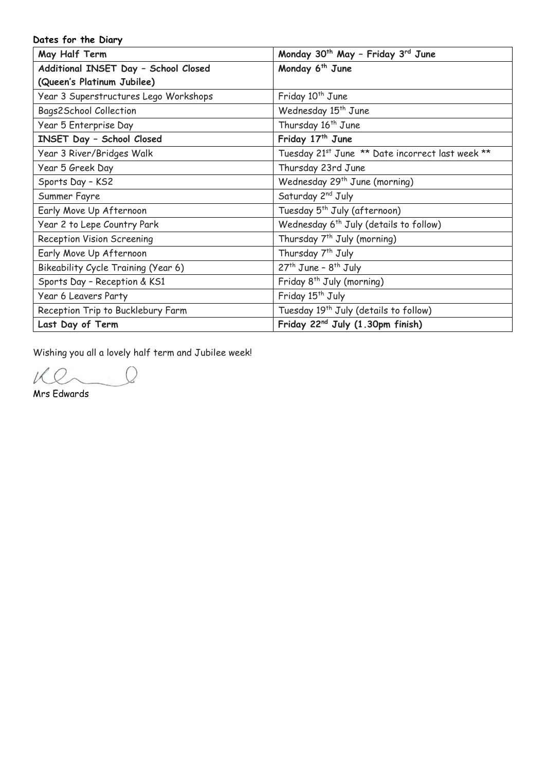**Dates for the Diary**

| | |
|---|---|
| **May Half Term** | **Monday 30th May – Friday 3rd June** |
| **Additional INSET Day – School Closed (Queen's Platinum Jubilee)** | **Monday 6th June** |
| Year 3 Superstructures Lego Workshops | Friday 10th June |
| Bags2School Collection | Wednesday 15th June |
| Year 5 Enterprise Day | Thursday 16th June |
| **INSET Day – School Closed** | **Friday 17th June** |
| Year 3 River/Bridges Walk | Tuesday 21st June ** Date incorrect last week ** |
| Year 5 Greek Day | Thursday 23rd June |
| Sports Day – KS2 | Wednesday 29th June (morning) |
| Summer Fayre | Saturday 2nd July |
| Early Move Up Afternoon | Tuesday 5th July (afternoon) |
| Year 2 to Lepe Country Park | Wednesday 6th July (details to follow) |
| Reception Vision Screening | Thursday 7th July (morning) |
| Early Move Up Afternoon | Thursday 7th July |
| Bikeability Cycle Training (Year 6) | 27th June – 8th July |
| Sports Day – Reception & KS1 | Friday 8th July (morning) |
| Year 6 Leavers Party | Friday 15th July |
| Reception Trip to Bucklebury Farm | Tuesday 19th July (details to follow) |
| **Last Day of Term** | **Friday 22nd July (1.30pm finish)** |

Wishing you all a lovely half term and Jubilee week!

Mrs Edwards